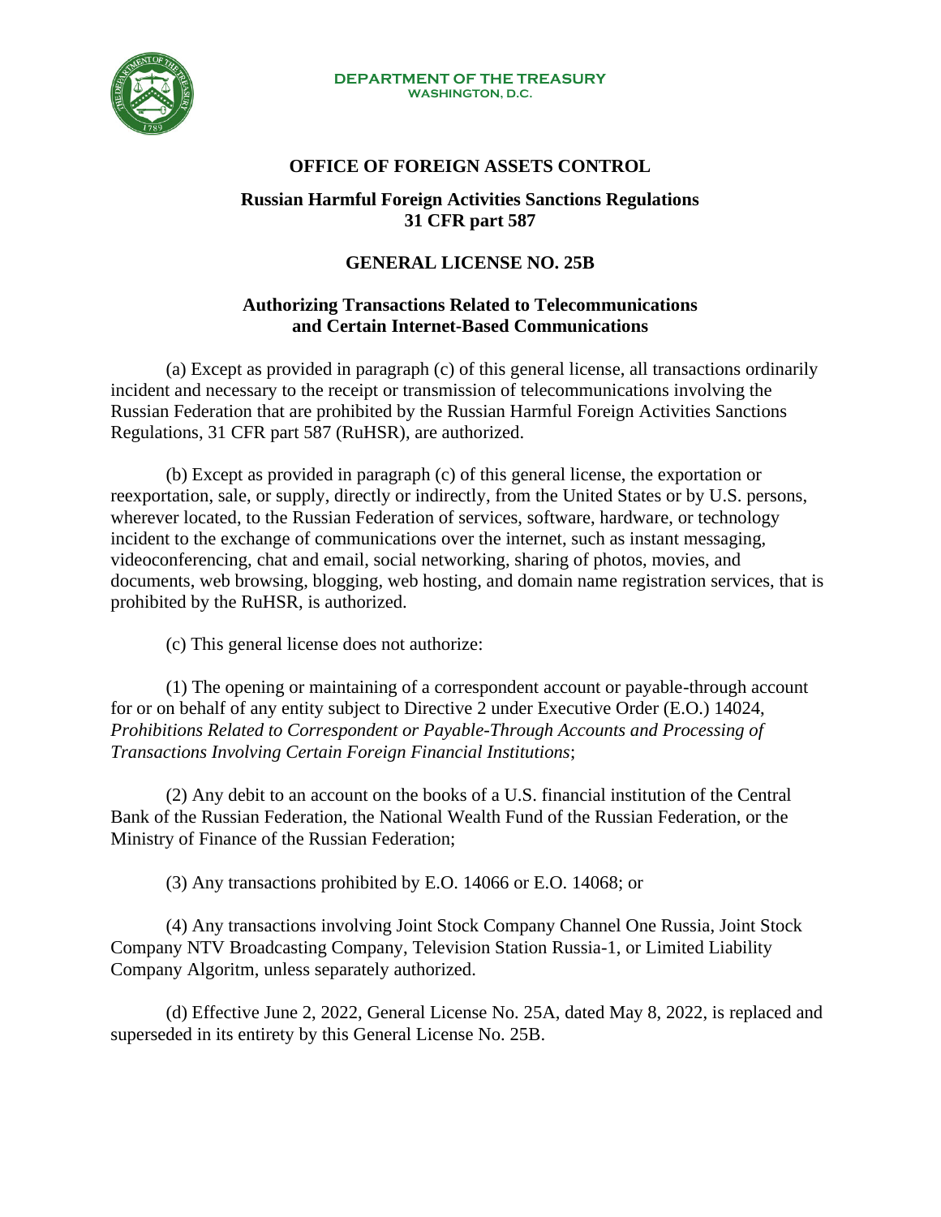DEPARTMENT OF THE TREASURY
WASHINGTON, D.C.

# OFFICE OF FOREIGN ASSETS CONTROL

## Russian Harmful Foreign Activities Sanctions Regulations 31 CFR part 587

## GENERAL LICENSE NO. 25B

### Authorizing Transactions Related to Telecommunications and Certain Internet-Based Communications

(a) Except as provided in paragraph (c) of this general license, all transactions ordinarily incident and necessary to the receipt or transmission of telecommunications involving the Russian Federation that are prohibited by the Russian Harmful Foreign Activities Sanctions Regulations, 31 CFR part 587 (RuHSR), are authorized.

(b) Except as provided in paragraph (c) of this general license, the exportation or reexportation, sale, or supply, directly or indirectly, from the United States or by U.S. persons, wherever located, to the Russian Federation of services, software, hardware, or technology incident to the exchange of communications over the internet, such as instant messaging, videoconferencing, chat and email, social networking, sharing of photos, movies, and documents, web browsing, blogging, web hosting, and domain name registration services, that is prohibited by the RuHSR, is authorized.

(c) This general license does not authorize:

(1) The opening or maintaining of a correspondent account or payable-through account for or on behalf of any entity subject to Directive 2 under Executive Order (E.O.) 14024, *Prohibitions Related to Correspondent or Payable-Through Accounts and Processing of Transactions Involving Certain Foreign Financial Institutions*;

(2) Any debit to an account on the books of a U.S. financial institution of the Central Bank of the Russian Federation, the National Wealth Fund of the Russian Federation, or the Ministry of Finance of the Russian Federation;

(3) Any transactions prohibited by E.O. 14066 or E.O. 14068; or

(4) Any transactions involving Joint Stock Company Channel One Russia, Joint Stock Company NTV Broadcasting Company, Television Station Russia-1, or Limited Liability Company Algoritm, unless separately authorized.

(d) Effective June 2, 2022, General License No. 25A, dated May 8, 2022, is replaced and superseded in its entirety by this General License No. 25B.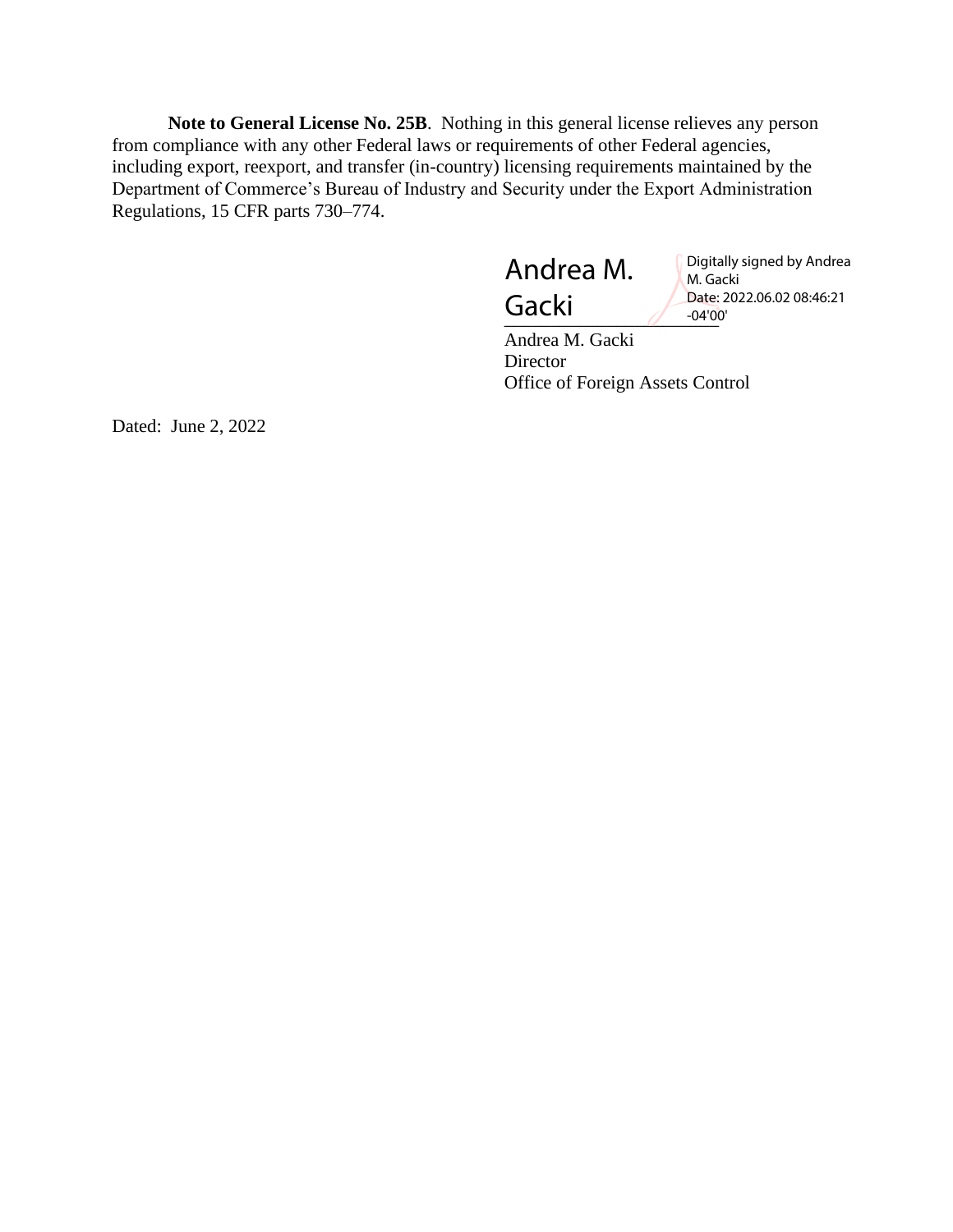**Note to General License No. 25B**. Nothing in this general license relieves any person from compliance with any other Federal laws or requirements of other Federal agencies, including export, reexport, and transfer (in-country) licensing requirements maintained by the Department of Commerce's Bureau of Industry and Security under the Export Administration Regulations, 15 CFR parts 730–774.

Andrea M. Gacki

Digitally signed by Andrea M. Gacki
Date: 2022.06.02 08:46:21 -04'00'

Andrea M. Gacki
Director
Office of Foreign Assets Control

Dated: June 2, 2022